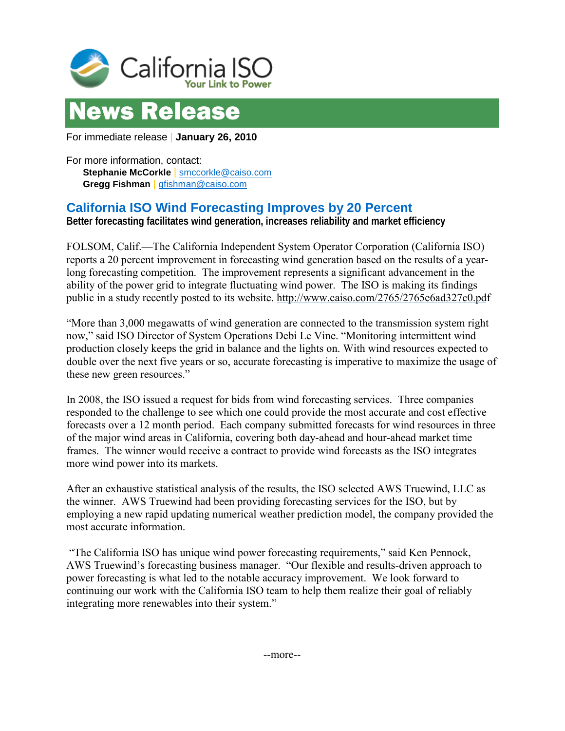California ISO
Your Link to Power

# News Release

For immediate release | **January 26, 2010**

For more information, contact:
**Stephanie McCorkle** | smccorkle@caiso.com
**Gregg Fishman** | gfishman@caiso.com

## California ISO Wind Forecasting Improves by 20 Percent

**Better forecasting facilitates wind generation, increases reliability and market efficiency**

FOLSOM, Calif.—The California Independent System Operator Corporation (California ISO) reports a 20 percent improvement in forecasting wind generation based on the results of a year-long forecasting competition. The improvement represents a significant advancement in the ability of the power grid to integrate fluctuating wind power. The ISO is making its findings public in a study recently posted to its website. http://www.caiso.com/2765/2765e6ad327c0.pdf

"More than 3,000 megawatts of wind generation are connected to the transmission system right now," said ISO Director of System Operations Debi Le Vine. "Monitoring intermittent wind production closely keeps the grid in balance and the lights on. With wind resources expected to double over the next five years or so, accurate forecasting is imperative to maximize the usage of these new green resources."

In 2008, the ISO issued a request for bids from wind forecasting services. Three companies responded to the challenge to see which one could provide the most accurate and cost effective forecasts over a 12 month period. Each company submitted forecasts for wind resources in three of the major wind areas in California, covering both day-ahead and hour-ahead market time frames. The winner would receive a contract to provide wind forecasts as the ISO integrates more wind power into its markets.

After an exhaustive statistical analysis of the results, the ISO selected AWS Truewind, LLC as the winner. AWS Truewind had been providing forecasting services for the ISO, but by employing a new rapid updating numerical weather prediction model, the company provided the most accurate information.

"The California ISO has unique wind power forecasting requirements," said Ken Pennock, AWS Truewind's forecasting business manager. "Our flexible and results-driven approach to power forecasting is what led to the notable accuracy improvement. We look forward to continuing our work with the California ISO team to help them realize their goal of reliably integrating more renewables into their system."

--more--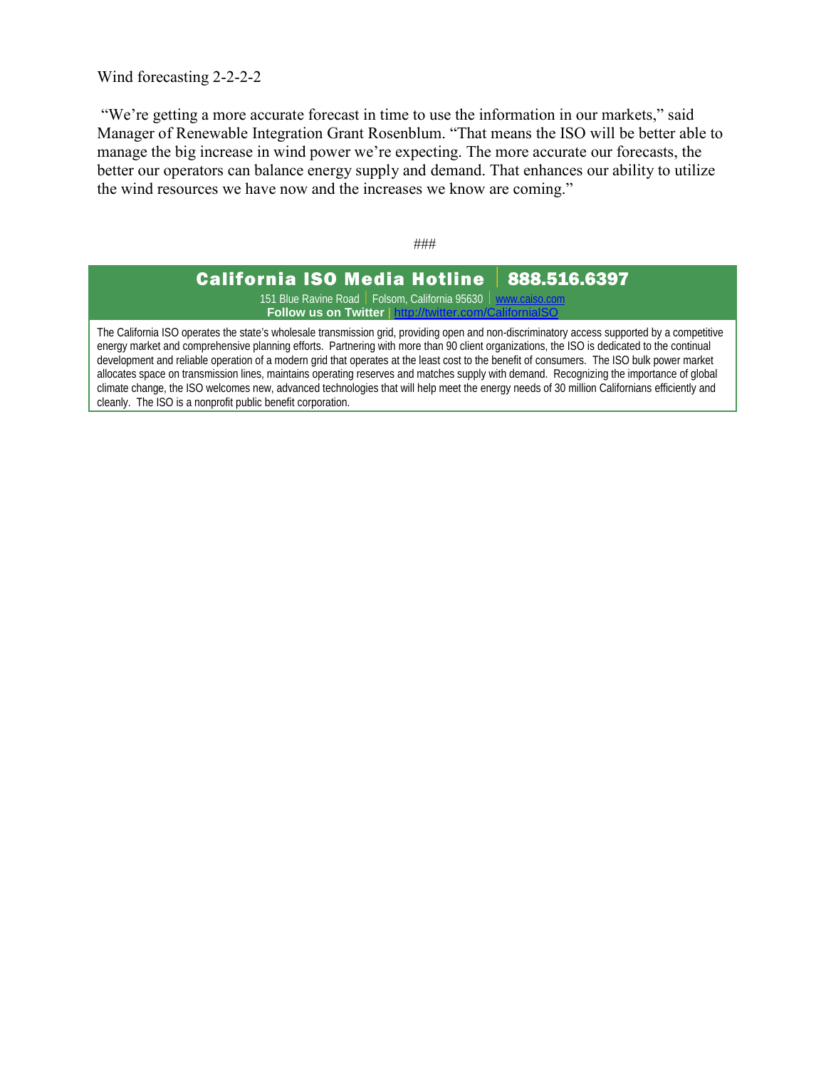"We're getting a more accurate forecast in time to use the information in our markets," said Manager of Renewable Integration Grant Rosenblum. "That means the ISO will be better able to manage the big increase in wind power we're expecting. The more accurate our forecasts, the better our operators can balance energy supply and demand. That enhances our ability to utilize the wind resources we have now and the increases we know are coming."

###

**California ISO Media Hotline | 888.516.6397**

151 Blue Ravine Road | Folsom, California 95630 | www.caiso.com

**Follow us on Twitter** | http://twitter.com/CaliforniaISO

The California ISO operates the state's wholesale transmission grid, providing open and non-discriminatory access supported by a competitive energy market and comprehensive planning efforts. Partnering with more than 90 client organizations, the ISO is dedicated to the continual development and reliable operation of a modern grid that operates at the least cost to the benefit of consumers. The ISO bulk power market allocates space on transmission lines, maintains operating reserves and matches supply with demand. Recognizing the importance of global climate change, the ISO welcomes new, advanced technologies that will help meet the energy needs of 30 million Californians efficiently and cleanly. The ISO is a nonprofit public benefit corporation.